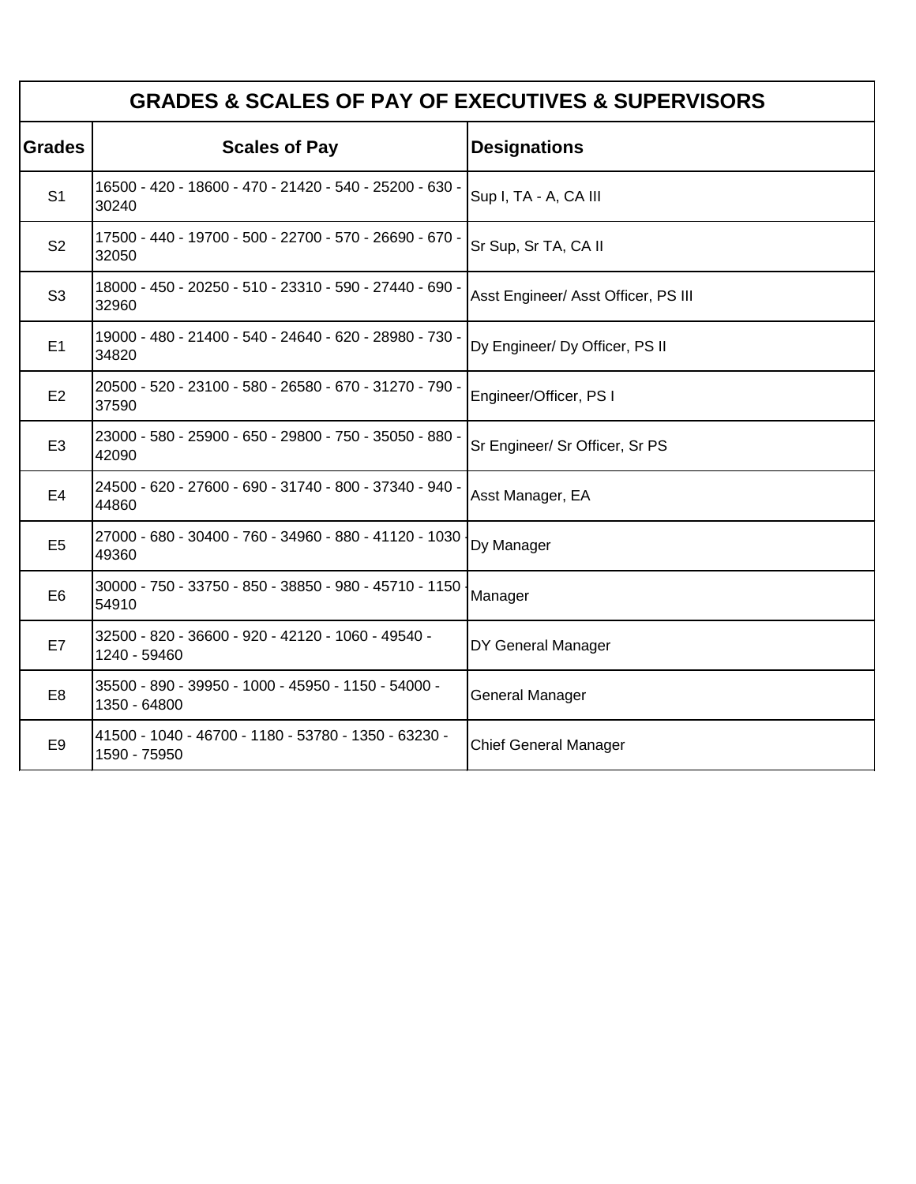## GRADES & SCALES OF PAY OF EXECUTIVES & SUPERVISORS

| Grades | Scales of Pay | Designations |
|---|---|---|
| S1 | 16500 - 420 - 18600 - 470 - 21420 - 540 - 25200 - 630 - 30240 | Sup I, TA - A, CA III |
| S2 | 17500 - 440 - 19700 - 500 - 22700 - 570 - 26690 - 670 - 32050 | Sr Sup, Sr TA, CA II |
| S3 | 18000 - 450 - 20250 - 510 - 23310 - 590 - 27440 - 690 - 32960 | Asst Engineer/ Asst Officer, PS III |
| E1 | 19000 - 480 - 21400 - 540 - 24640 - 620 - 28980 - 730 - 34820 | Dy Engineer/ Dy Officer, PS II |
| E2 | 20500 - 520 - 23100 - 580 - 26580 - 670 - 31270 - 790 - 37590 | Engineer/Officer, PS I |
| E3 | 23000 - 580 - 25900 - 650 - 29800 - 750 - 35050 - 880 - 42090 | Sr Engineer/ Sr Officer, Sr PS |
| E4 | 24500 - 620 - 27600 - 690 - 31740 - 800 - 37340 - 940 - 44860 | Asst Manager, EA |
| E5 | 27000 - 680 - 30400 - 760 - 34960 - 880 - 41120 - 1030 - 49360 | Dy Manager |
| E6 | 30000 - 750 - 33750 - 850 - 38850 - 980 - 45710 - 1150 - 54910 | Manager |
| E7 | 32500 - 820 - 36600 - 920 - 42120 - 1060 - 49540 - 1240 - 59460 | DY General Manager |
| E8 | 35500 - 890 - 39950 - 1000 - 45950 - 1150 - 54000 - 1350 - 64800 | General Manager |
| E9 | 41500 - 1040 - 46700 - 1180 - 53780 - 1350 - 63230 - 1590 - 75950 | Chief General Manager |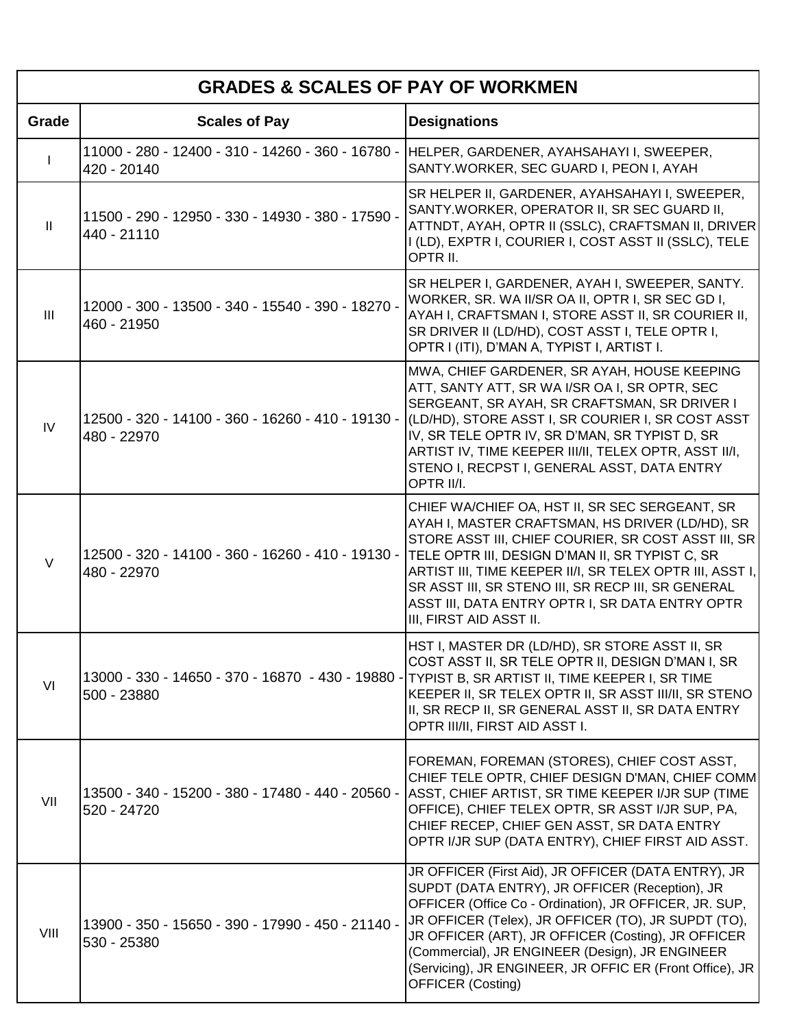| GRADES & SCALES OF PAY OF WORKMEN | | |
|---|---|---|
| **Grade** | **Scales of Pay** | **Designations** |
| I | 11000 - 280 - 12400 - 310 - 14260 - 360 - 16780 - 420 - 20140 | HELPER, GARDENER, AYAHSAHAYI I, SWEEPER, SANTY.WORKER, SEC GUARD I, PEON I, AYAH |
| II | 11500 - 290 - 12950 - 330 - 14930 - 380 - 17590 - 440 - 21110 | SR HELPER II, GARDENER, AYAHSAHAYI I, SWEEPER, SANTY.WORKER, OPERATOR II, SR SEC GUARD II, ATTNDT, AYAH, OPTR II (SSLC), CRAFTSMAN II, DRIVER I (LD), EXPTR I, COURIER I, COST ASST II (SSLC), TELE OPTR II. |
| III | 12000 - 300 - 13500 - 340 - 15540 - 390 - 18270 - 460 - 21950 | SR HELPER I, GARDENER, AYAH I, SWEEPER, SANTY. WORKER, SR. WA II/SR OA II, OPTR I, SR SEC GD I, AYAH I, CRAFTSMAN I, STORE ASST II, SR COURIER II, SR DRIVER II (LD/HD), COST ASST I, TELE OPTR I, OPTR I (ITI), D'MAN A, TYPIST I, ARTIST I. |
| IV | 12500 - 320 - 14100 - 360 - 16260 - 410 - 19130 - 480 - 22970 | MWA, CHIEF GARDENER, SR AYAH, HOUSE KEEPING ATT, SANTY ATT, SR WA I/SR OA I, SR OPTR, SEC SERGEANT, SR AYAH, SR CRAFTSMAN, SR DRIVER I (LD/HD), STORE ASST I, SR COURIER I, SR COST ASST IV, SR TELE OPTR IV, SR D'MAN, SR TYPIST D, SR ARTIST IV, TIME KEEPER III/II, TELEX OPTR, ASST II/I, STENO I, RECPST I, GENERAL ASST, DATA ENTRY OPTR II/I. |
| V | 12500 - 320 - 14100 - 360 - 16260 - 410 - 19130 - 480 - 22970 | CHIEF WA/CHIEF OA, HST II, SR SEC SERGEANT, SR AYAH I, MASTER CRAFTSMAN, HS DRIVER (LD/HD), SR STORE ASST III, CHIEF COURIER, SR COST ASST III, SR TELE OPTR III, DESIGN D'MAN II, SR TYPIST C, SR ARTIST III, TIME KEEPER II/I, SR TELEX OPTR III, ASST I, SR ASST III, SR STENO III, SR RECP III, SR GENERAL ASST III, DATA ENTRY OPTR I, SR DATA ENTRY OPTR III, FIRST AID ASST II. |
| VI | 13000 - 330 - 14650 - 370 - 16870 - 430 - 19880 - 500 - 23880 | HST I, MASTER DR (LD/HD), SR STORE ASST II, SR COST ASST II, SR TELE OPTR II, DESIGN D'MAN I, SR TYPIST B, SR ARTIST II, TIME KEEPER I, SR TIME KEEPER II, SR TELEX OPTR II, SR ASST III/II, SR STENO II, SR RECP II, SR GENERAL ASST II, SR DATA ENTRY OPTR III/II, FIRST AID ASST I. |
| VII | 13500 - 340 - 15200 - 380 - 17480 - 440 - 20560 - 520 - 24720 | FOREMAN, FOREMAN (STORES), CHIEF COST ASST, CHIEF TELE OPTR, CHIEF DESIGN D'MAN, CHIEF COMM ASST, CHIEF ARTIST, SR TIME KEEPER I/JR SUP (TIME OFFICE), CHIEF TELEX OPTR, SR ASST I/JR SUP, PA, CHIEF RECEP, CHIEF GEN ASST, SR DATA ENTRY OPTR I/JR SUP (DATA ENTRY), CHIEF FIRST AID ASST. |
| VIII | 13900 - 350 - 15650 - 390 - 17990 - 450 - 21140 - 530 - 25380 | JR OFFICER (First Aid), JR OFFICER (DATA ENTRY), JR SUPDT (DATA ENTRY), JR OFFICER (Reception), JR OFFICER (Office Co - Ordination), JR OFFICER, JR. SUP, JR OFFICER (Telex), JR OFFICER (TO), JR SUPDT (TO), JR OFFICER (ART), JR OFFICER (Costing), JR OFFICER (Commercial), JR ENGINEER (Design), JR ENGINEER (Servicing), JR ENGINEER, JR OFFIC ER (Front Office), JR OFFICER (Costing) |